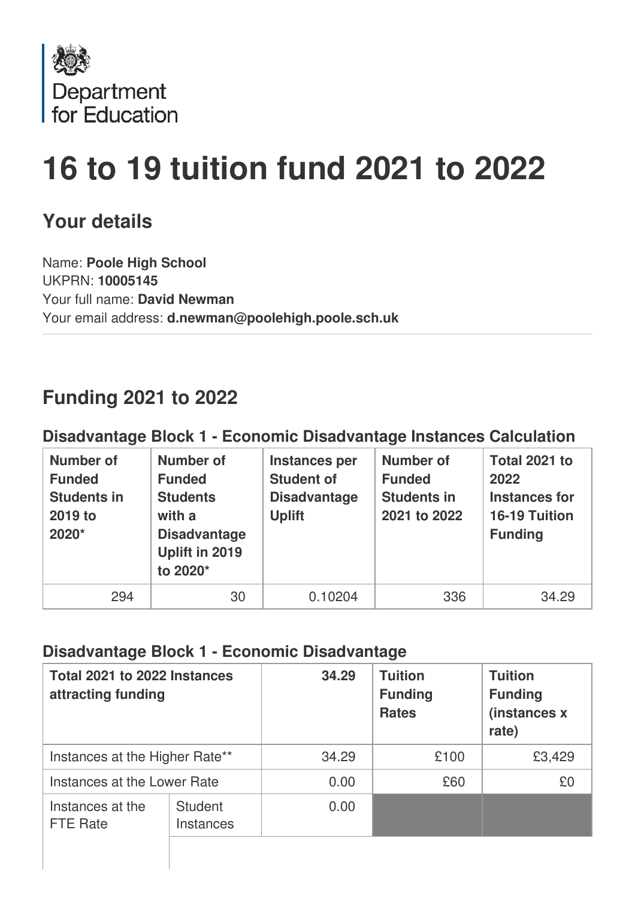Department for Education

# 16 to 19 tuition fund 2021 to 2022

## Your details

Name: **Poole High School**
UKPRN: **10005145**
Your full name: **David Newman**
Your email address: **d.newman@poolehigh.poole.sch.uk**

## Funding 2021 to 2022

### Disadvantage Block 1 - Economic Disadvantage Instances Calculation

| Number of Funded Students in 2019 to 2020* | Number of Funded Students with a Disadvantage Uplift in 2019 to 2020* | Instances per Student of Disadvantage Uplift | Number of Funded Students in 2021 to 2022 | Total 2021 to 2022 Instances for 16-19 Tuition Funding |
|---|---|---|---|---|
| 294 | 30 | 0.10204 | 336 | 34.29 |

### Disadvantage Block 1 - Economic Disadvantage

| Total 2021 to 2022 Instances attracting funding | | 34.29 | Tuition Funding Rates | Tuition Funding (instances x rate) |
|---|---|---|---|---|
| Instances at the Higher Rate** | | 34.29 | £100 | £3,429 |
| Instances at the Lower Rate | | 0.00 | £60 | £0 |
| Instances at the FTE Rate | Student Instances | 0.00 | | |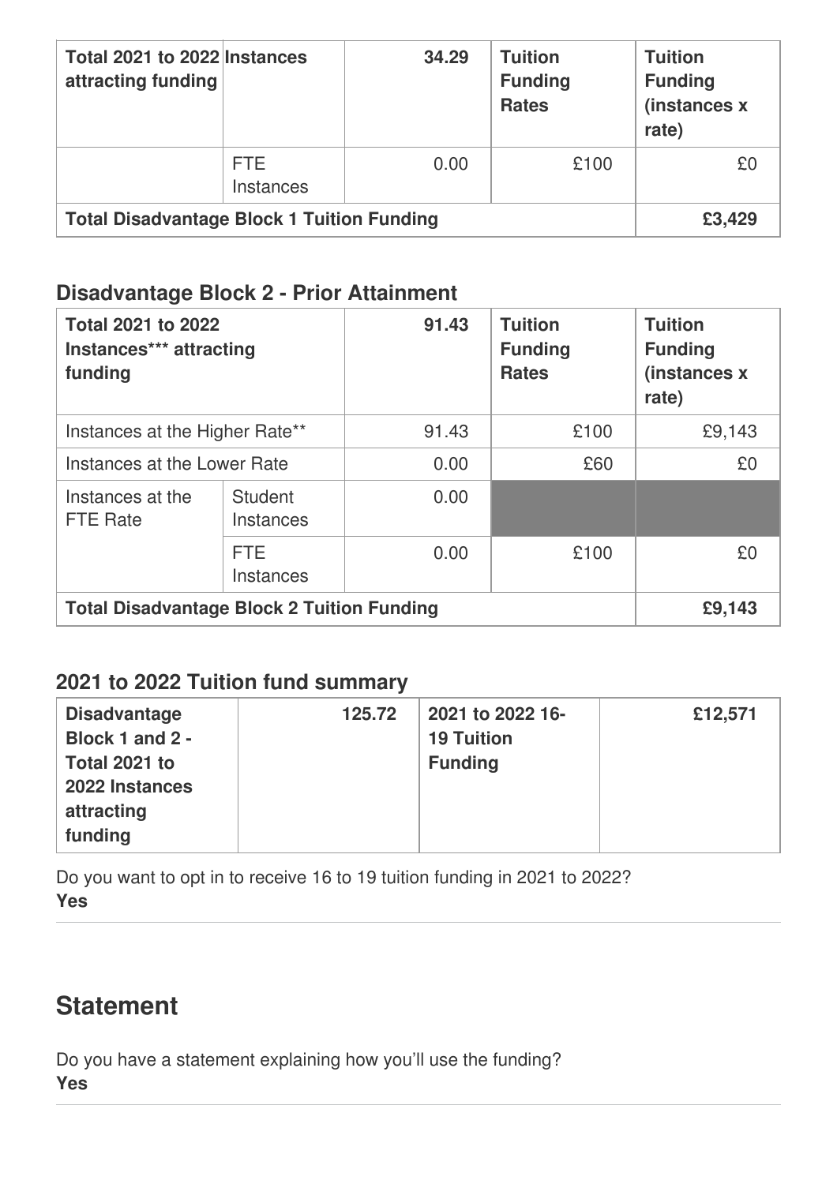| Total 2021 to 2022 Instances attracting funding | | 34.29 | Tuition Funding Rates | Tuition Funding (instances x rate) |
|---|---|---|---|---|
| | FTE Instances | 0.00 | £100 | £0 |
| Total Disadvantage Block 1 Tuition Funding | | | | £3,429 |

### Disadvantage Block 2 - Prior Attainment

| Total 2021 to 2022 Instances*** attracting funding | | 91.43 | Tuition Funding Rates | Tuition Funding (instances x rate) |
|---|---|---|---|---|
| Instances at the Higher Rate** | | 91.43 | £100 | £9,143 |
| Instances at the Lower Rate | | 0.00 | £60 | £0 |
| Instances at the FTE Rate | Student Instances | 0.00 | | |
| | FTE Instances | 0.00 | £100 | £0 |
| Total Disadvantage Block 2 Tuition Funding | | | | £9,143 |

### 2021 to 2022 Tuition fund summary

| Disadvantage Block 1 and 2 - Total 2021 to 2022 Instances attracting funding | 125.72 | 2021 to 2022 16-19 Tuition Funding | £12,571 |
|---|---|---|---|

Do you want to opt in to receive 16 to 19 tuition funding in 2021 to 2022?
**Yes**

## Statement

Do you have a statement explaining how you'll use the funding?
**Yes**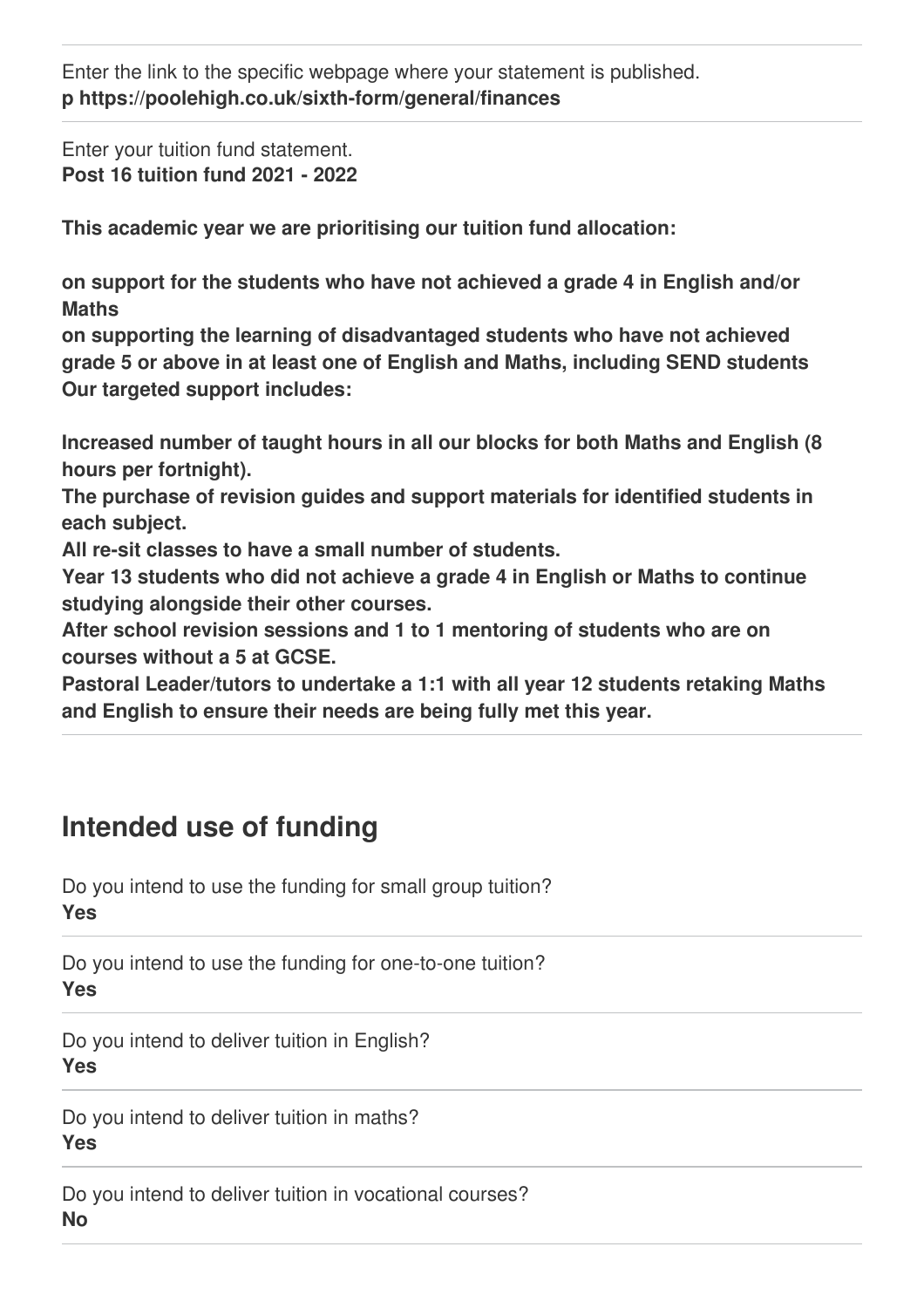Enter the link to the specific webpage where your statement is published.
**p https://poolehigh.co.uk/sixth-form/general/finances**

Enter your tuition fund statement.
**Post 16 tuition fund 2021 - 2022**

**This academic year we are prioritising our tuition fund allocation:**

**on support for the students who have not achieved a grade 4 in English and/or Maths**
**on supporting the learning of disadvantaged students who have not achieved grade 5 or above in at least one of English and Maths, including SEND students**
**Our targeted support includes:**

**Increased number of taught hours in all our blocks for both Maths and English (8 hours per fortnight).**
**The purchase of revision guides and support materials for identified students in each subject.**
**All re-sit classes to have a small number of students.**
**Year 13 students who did not achieve a grade 4 in English or Maths to continue studying alongside their other courses.**
**After school revision sessions and 1 to 1 mentoring of students who are on courses without a 5 at GCSE.**
**Pastoral Leader/tutors to undertake a 1:1 with all year 12 students retaking Maths and English to ensure their needs are being fully met this year.**

## Intended use of funding

Do you intend to use the funding for small group tuition?
**Yes**

Do you intend to use the funding for one-to-one tuition?
**Yes**

Do you intend to deliver tuition in English?
**Yes**

Do you intend to deliver tuition in maths?
**Yes**

Do you intend to deliver tuition in vocational courses?
**No**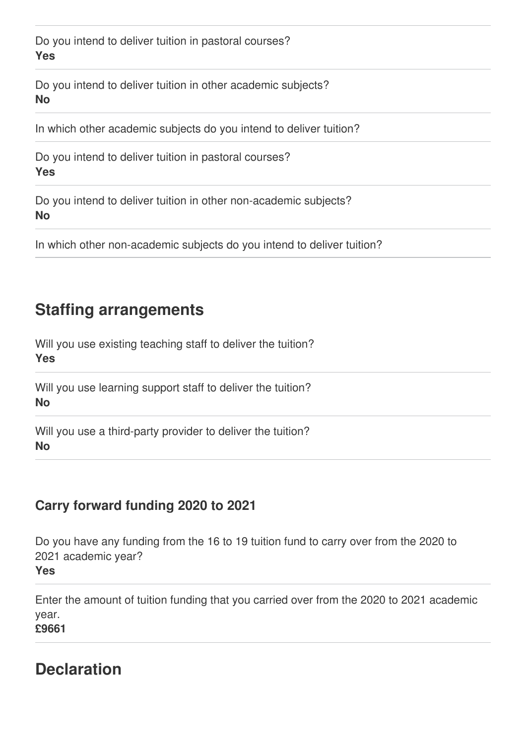Do you intend to deliver tuition in pastoral courses?
**Yes**

---

Do you intend to deliver tuition in other academic subjects?
**No**

---

In which other academic subjects do you intend to deliver tuition?

---

Do you intend to deliver tuition in pastoral courses?
**Yes**

---

Do you intend to deliver tuition in other non-academic subjects?
**No**

---

In which other non-academic subjects do you intend to deliver tuition?

---

## Staffing arrangements

Will you use existing teaching staff to deliver the tuition?
**Yes**

---

Will you use learning support staff to deliver the tuition?
**No**

---

Will you use a third-party provider to deliver the tuition?
**No**

---

### Carry forward funding 2020 to 2021

Do you have any funding from the 16 to 19 tuition fund to carry over from the 2020 to 2021 academic year?
**Yes**

---

Enter the amount of tuition funding that you carried over from the 2020 to 2021 academic year.
**£9661**

---

## Declaration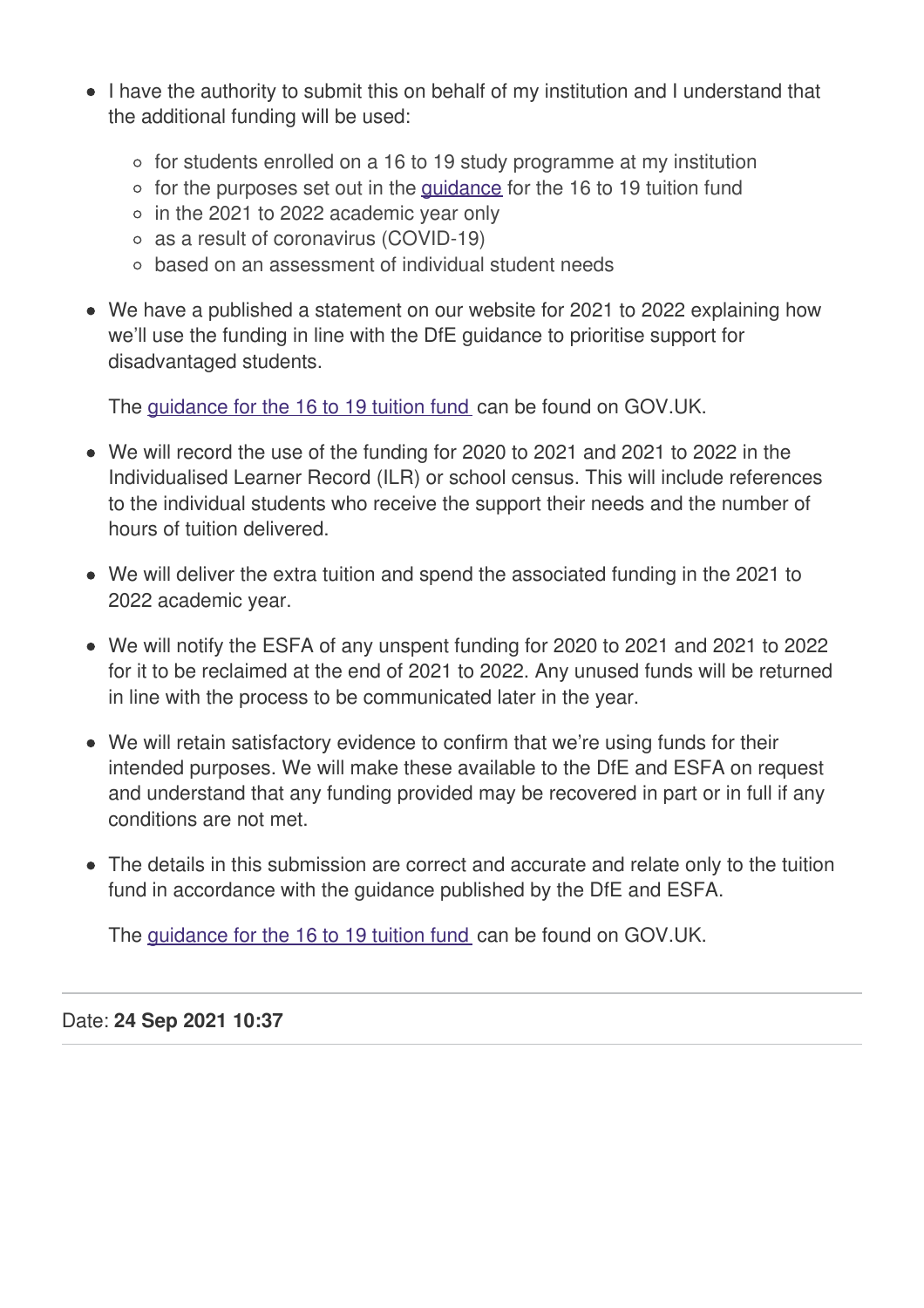- I have the authority to submit this on behalf of my institution and I understand that the additional funding will be used:
    - for students enrolled on a 16 to 19 study programme at my institution
    - for the purposes set out in the guidance for the 16 to 19 tuition fund
    - in the 2021 to 2022 academic year only
    - as a result of coronavirus (COVID-19)
    - based on an assessment of individual student needs

- We have a published a statement on our website for 2021 to 2022 explaining how we'll use the funding in line with the DfE guidance to prioritise support for disadvantaged students.

  The guidance for the 16 to 19 tuition fund can be found on GOV.UK.

- We will record the use of the funding for 2020 to 2021 and 2021 to 2022 in the Individualised Learner Record (ILR) or school census. This will include references to the individual students who receive the support their needs and the number of hours of tuition delivered.

- We will deliver the extra tuition and spend the associated funding in the 2021 to 2022 academic year.

- We will notify the ESFA of any unspent funding for 2020 to 2021 and 2021 to 2022 for it to be reclaimed at the end of 2021 to 2022. Any unused funds will be returned in line with the process to be communicated later in the year.

- We will retain satisfactory evidence to confirm that we're using funds for their intended purposes. We will make these available to the DfE and ESFA on request and understand that any funding provided may be recovered in part or in full if any conditions are not met.

- The details in this submission are correct and accurate and relate only to the tuition fund in accordance with the guidance published by the DfE and ESFA.

  The guidance for the 16 to 19 tuition fund can be found on GOV.UK.

---

Date: **24 Sep 2021 10:37**

---